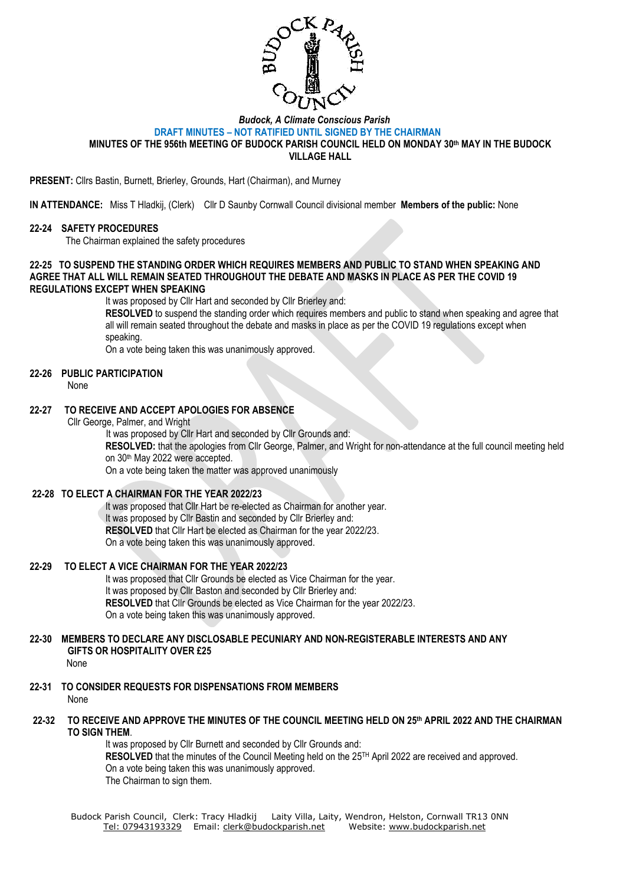*Budock, A Climate Conscious Parish*

**DRAFT MINUTES – NOT RATIFIED UNTIL SIGNED BY THE CHAIRMAN**

**MINUTES OF THE 956th MEETING OF BUDOCK PARISH COUNCIL HELD ON MONDAY 30th MAY IN THE BUDOCK VILLAGE HALL**

**PRESENT:** Cllrs Bastin, Burnett, Brierley, Grounds, Hart (Chairman), and Murney

**IN ATTENDANCE:** Miss T Hladkij, (Clerk) Cllr D Saunby Cornwall Council divisional member **Members of the public:** None

**22-24 SAFETY PROCEDURES**

The Chairman explained the safety procedures

**22-25 TO SUSPEND THE STANDING ORDER WHICH REQUIRES MEMBERS AND PUBLIC TO STAND WHEN SPEAKING AND AGREE THAT ALL WILL REMAIN SEATED THROUGHOUT THE DEBATE AND MASKS IN PLACE AS PER THE COVID 19 REGULATIONS EXCEPT WHEN SPEAKING**

It was proposed by Cllr Hart and seconded by Cllr Brierley and:

**RESOLVED** to suspend the standing order which requires members and public to stand when speaking and agree that all will remain seated throughout the debate and masks in place as per the COVID 19 regulations except when speaking.

On a vote being taken this was unanimously approved.

**22-26 PUBLIC PARTICIPATION**

None

**22-27 TO RECEIVE AND ACCEPT APOLOGIES FOR ABSENCE**

Cllr George, Palmer, and Wright

It was proposed by Cllr Hart and seconded by Cllr Grounds and:

**RESOLVED:** that the apologies from Cllr George, Palmer, and Wright for non-attendance at the full council meeting held on 30th May 2022 were accepted.

On a vote being taken the matter was approved unanimously

**22-28 TO ELECT A CHAIRMAN FOR THE YEAR 2022/23**

It was proposed that Cllr Hart be re-elected as Chairman for another year.

It was proposed by Cllr Bastin and seconded by Cllr Brierley and:

**RESOLVED** that Cllr Hart be elected as Chairman for the year 2022/23.

On a vote being taken this was unanimously approved.

**22-29 TO ELECT A VICE CHAIRMAN FOR THE YEAR 2022/23**

It was proposed that Cllr Grounds be elected as Vice Chairman for the year.

It was proposed by Cllr Baston and seconded by Cllr Brierley and:

**RESOLVED** that Cllr Grounds be elected as Vice Chairman for the year 2022/23.

On a vote being taken this was unanimously approved.

**22-30 MEMBERS TO DECLARE ANY DISCLOSABLE PECUNIARY AND NON-REGISTERABLE INTERESTS AND ANY GIFTS OR HOSPITALITY OVER £25**

None

**22-31 TO CONSIDER REQUESTS FOR DISPENSATIONS FROM MEMBERS**

None

**22-32 TO RECEIVE AND APPROVE THE MINUTES OF THE COUNCIL MEETING HELD ON 25th APRIL 2022 AND THE CHAIRMAN TO SIGN THEM**.

It was proposed by Cllr Burnett and seconded by Cllr Grounds and:

**RESOLVED** that the minutes of the Council Meeting held on the 25TH April 2022 are received and approved.

On a vote being taken this was unanimously approved.

The Chairman to sign them.

Budock Parish Council, Clerk: Tracy Hladkij Laity Villa, Laity, Wendron, Helston, Cornwall TR13 0NN
Tel: 07943193329 Email: clerk@budockparish.net Website: www.budockparish.net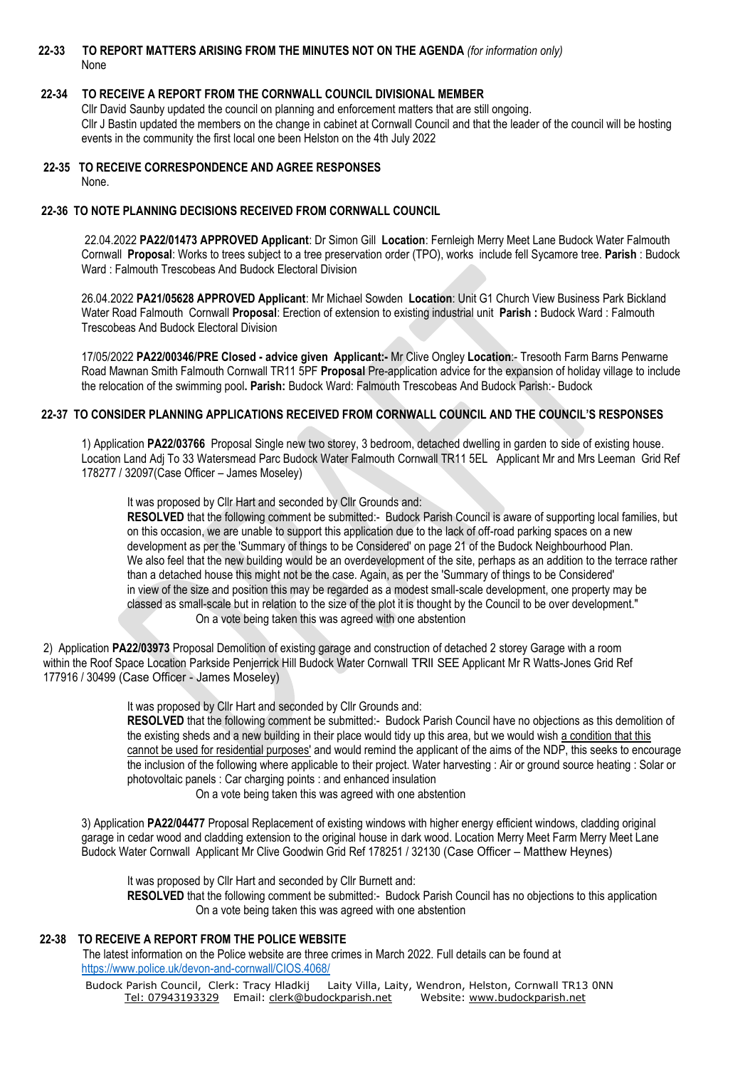**22-33 TO REPORT MATTERS ARISING FROM THE MINUTES NOT ON THE AGENDA** *(for information only)*

None

**22-34 TO RECEIVE A REPORT FROM THE CORNWALL COUNCIL DIVISIONAL MEMBER**

Cllr David Saunby updated the council on planning and enforcement matters that are still ongoing.
Cllr J Bastin updated the members on the change in cabinet at Cornwall Council and that the leader of the council will be hosting events in the community the first local one been Helston on the 4th July 2022

**22-35 TO RECEIVE CORRESPONDENCE AND AGREE RESPONSES**

None.

**22-36 TO NOTE PLANNING DECISIONS RECEIVED FROM CORNWALL COUNCIL**

22.04.2022 **PA22/01473 APPROVED Applicant**: Dr Simon Gill **Location**: Fernleigh Merry Meet Lane Budock Water Falmouth Cornwall **Proposal**: Works to trees subject to a tree preservation order (TPO), works include fell Sycamore tree. **Parish** : Budock Ward : Falmouth Trescobeas And Budock Electoral Division

26.04.2022 **PA21/05628 APPROVED Applicant**: Mr Michael Sowden **Location**: Unit G1 Church View Business Park Bickland Water Road Falmouth Cornwall **Proposal**: Erection of extension to existing industrial unit **Parish :** Budock Ward : Falmouth Trescobeas And Budock Electoral Division

17/05/2022 **PA22/00346/PRE Closed - advice given Applicant:-** Mr Clive Ongley **Location**:- Tresooth Farm Barns Penwarne Road Mawnan Smith Falmouth Cornwall TR11 5PF **Proposal** Pre-application advice for the expansion of holiday village to include the relocation of the swimming pool**. Parish:** Budock Ward: Falmouth Trescobeas And Budock Parish:- Budock

**22-37 TO CONSIDER PLANNING APPLICATIONS RECEIVED FROM CORNWALL COUNCIL AND THE COUNCIL'S RESPONSES**

1) Application **PA22/03766** Proposal Single new two storey, 3 bedroom, detached dwelling in garden to side of existing house. Location Land Adj To 33 Watersmead Parc Budock Water Falmouth Cornwall TR11 5EL Applicant Mr and Mrs Leeman Grid Ref 178277 / 32097(Case Officer – James Moseley)

It was proposed by Cllr Hart and seconded by Cllr Grounds and:

**RESOLVED** that the following comment be submitted:- Budock Parish Council is aware of supporting local families, but on this occasion, we are unable to support this application due to the lack of off-road parking spaces on a new development as per the 'Summary of things to be Considered' on page 21 of the Budock Neighbourhood Plan. We also feel that the new building would be an overdevelopment of the site, perhaps as an addition to the terrace rather than a detached house this might not be the case. Again, as per the 'Summary of things to be Considered' in view of the size and position this may be regarded as a modest small-scale development, one property may be classed as small-scale but in relation to the size of the plot it is thought by the Council to be over development."

On a vote being taken this was agreed with one abstention

2) Application **PA22/03973** Proposal Demolition of existing garage and construction of detached 2 storey Garage with a room within the Roof Space Location Parkside Penjerrick Hill Budock Water Cornwall TRII SEE Applicant Mr R Watts-Jones Grid Ref 177916 / 30499 (Case Officer - James Moseley)

It was proposed by Cllr Hart and seconded by Cllr Grounds and:

**RESOLVED** that the following comment be submitted:- Budock Parish Council have no objections as this demolition of the existing sheds and a new building in their place would tidy up this area, but we would wish a condition that this cannot be used for residential purposes' and would remind the applicant of the aims of the NDP, this seeks to encourage the inclusion of the following where applicable to their project. Water harvesting : Air or ground source heating : Solar or photovoltaic panels : Car charging points : and enhanced insulation

On a vote being taken this was agreed with one abstention

3) Application **PA22/04477** Proposal Replacement of existing windows with higher energy efficient windows, cladding original garage in cedar wood and cladding extension to the original house in dark wood. Location Merry Meet Farm Merry Meet Lane Budock Water Cornwall Applicant Mr Clive Goodwin Grid Ref 178251 / 32130 (Case Officer – Matthew Heynes)

It was proposed by Cllr Hart and seconded by Cllr Burnett and:

**RESOLVED** that the following comment be submitted:- Budock Parish Council has no objections to this application

On a vote being taken this was agreed with one abstention

**22-38 TO RECEIVE A REPORT FROM THE POLICE WEBSITE**

The latest information on the Police website are three crimes in March 2022. Full details can be found at https://www.police.uk/devon-and-cornwall/CIOS.4068/

Budock Parish Council, Clerk: Tracy Hladkij Laity Villa, Laity, Wendron, Helston, Cornwall TR13 0NN
Tel: 07943193329 Email: clerk@budockparish.net Website: www.budockparish.net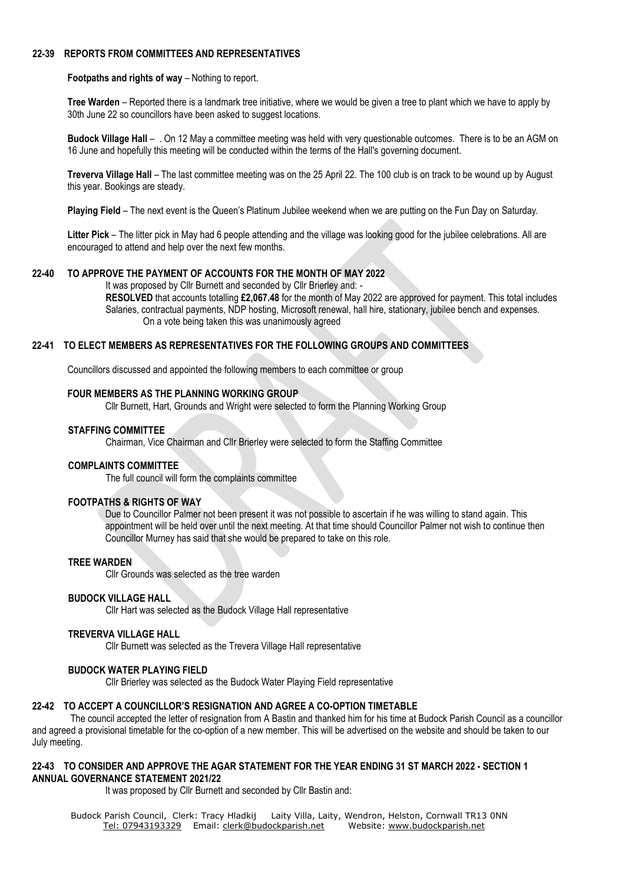## 22-39 REPORTS FROM COMMITTEES AND REPRESENTATIVES

**Footpaths and rights of way** – Nothing to report.

**Tree Warden** – Reported there is a landmark tree initiative, where we would be given a tree to plant which we have to apply by 30th June 22 so councillors have been asked to suggest locations.

**Budock Village Hall** – . On 12 May a committee meeting was held with very questionable outcomes. There is to be an AGM on 16 June and hopefully this meeting will be conducted within the terms of the Hall's governing document.

**Treverva Village Hall** – The last committee meeting was on the 25 April 22. The 100 club is on track to be wound up by August this year. Bookings are steady.

**Playing Field** – The next event is the Queen's Platinum Jubilee weekend when we are putting on the Fun Day on Saturday.

**Litter Pick** – The litter pick in May had 6 people attending and the village was looking good for the jubilee celebrations. All are encouraged to attend and help over the next few months.

## 22-40 TO APPROVE THE PAYMENT OF ACCOUNTS FOR THE MONTH OF MAY 2022

It was proposed by Cllr Burnett and seconded by Cllr Brierley and: -

**RESOLVED** that accounts totalling **£2,067.48** for the month of May 2022 are approved for payment. This total includes Salaries, contractual payments, NDP hosting, Microsoft renewal, hall hire, stationary, jubilee bench and expenses.

On a vote being taken this was unanimously agreed

## 22-41 TO ELECT MEMBERS AS REPRESENTATIVES FOR THE FOLLOWING GROUPS AND COMMITTEES

Councillors discussed and appointed the following members to each committee or group

### FOUR MEMBERS AS THE PLANNING WORKING GROUP

Cllr Burnett, Hart, Grounds and Wright were selected to form the Planning Working Group

### STAFFING COMMITTEE

Chairman, Vice Chairman and Cllr Brierley were selected to form the Staffing Committee

### COMPLAINTS COMMITTEE

The full council will form the complaints committee

### FOOTPATHS & RIGHTS OF WAY

Due to Councillor Palmer not been present it was not possible to ascertain if he was willing to stand again. This appointment will be held over until the next meeting. At that time should Councillor Palmer not wish to continue then Councillor Murney has said that she would be prepared to take on this role.

### TREE WARDEN

Cllr Grounds was selected as the tree warden

### BUDOCK VILLAGE HALL

Cllr Hart was selected as the Budock Village Hall representative

### TREVERVA VILLAGE HALL

Cllr Burnett was selected as the Trevera Village Hall representative

### BUDOCK WATER PLAYING FIELD

Cllr Brierley was selected as the Budock Water Playing Field representative

## 22-42 TO ACCEPT A COUNCILLOR'S RESIGNATION AND AGREE A CO-OPTION TIMETABLE

The council accepted the letter of resignation from A Bastin and thanked him for his time at Budock Parish Council as a councillor and agreed a provisional timetable for the co-option of a new member. This will be advertised on the website and should be taken to our July meeting.

## 22-43 TO CONSIDER AND APPROVE THE AGAR STATEMENT FOR THE YEAR ENDING 31 ST MARCH 2022 - SECTION 1 ANNUAL GOVERNANCE STATEMENT 2021/22

It was proposed by Cllr Burnett and seconded by Cllr Bastin and: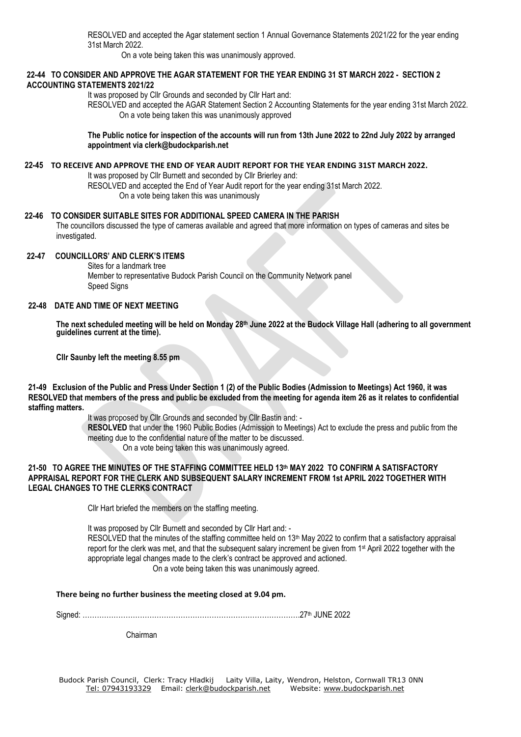RESOLVED and accepted the Agar statement section 1 Annual Governance Statements 2021/22 for the year ending 31st March 2022.

On a vote being taken this was unanimously approved.

**22-44 TO CONSIDER AND APPROVE THE AGAR STATEMENT FOR THE YEAR ENDING 31 ST MARCH 2022 - SECTION 2 ACCOUNTING STATEMENTS 2021/22**

It was proposed by Cllr Grounds and seconded by Cllr Hart and:

RESOLVED and accepted the AGAR Statement Section 2 Accounting Statements for the year ending 31st March 2022.

On a vote being taken this was unanimously approved

**The Public notice for inspection of the accounts will run from 13th June 2022 to 22nd July 2022 by arranged appointment via clerk@budockparish.net**

**22-45 TO RECEIVE AND APPROVE THE END OF YEAR AUDIT REPORT FOR THE YEAR ENDING 31ST MARCH 2022.**

It was proposed by Cllr Burnett and seconded by Cllr Brierley and:

RESOLVED and accepted the End of Year Audit report for the year ending 31st March 2022.

On a vote being taken this was unanimously

**22-46 TO CONSIDER SUITABLE SITES FOR ADDITIONAL SPEED CAMERA IN THE PARISH**

The councillors discussed the type of cameras available and agreed that more information on types of cameras and sites be investigated.

**22-47 COUNCILLORS' AND CLERK'S ITEMS**

Sites for a landmark tree
Member to representative Budock Parish Council on the Community Network panel
Speed Signs

**22-48 DATE AND TIME OF NEXT MEETING**

**The next scheduled meeting will be held on Monday 28th June 2022 at the Budock Village Hall (adhering to all government guidelines current at the time).**

**Cllr Saunby left the meeting 8.55 pm**

**21-49 Exclusion of the Public and Press Under Section 1 (2) of the Public Bodies (Admission to Meetings) Act 1960, it was RESOLVED that members of the press and public be excluded from the meeting for agenda item 26 as it relates to confidential staffing matters.**

It was proposed by Cllr Grounds and seconded by Cllr Bastin and: -

**RESOLVED** that under the 1960 Public Bodies (Admission to Meetings) Act to exclude the press and public from the meeting due to the confidential nature of the matter to be discussed.

On a vote being taken this was unanimously agreed.

**21-50 TO AGREE THE MINUTES OF THE STAFFING COMMITTEE HELD 13th MAY 2022 TO CONFIRM A SATISFACTORY APPRAISAL REPORT FOR THE CLERK AND SUBSEQUENT SALARY INCREMENT FROM 1st APRIL 2022 TOGETHER WITH LEGAL CHANGES TO THE CLERKS CONTRACT**

Cllr Hart briefed the members on the staffing meeting.

It was proposed by Cllr Burnett and seconded by Cllr Hart and: -

RESOLVED that the minutes of the staffing committee held on 13th May 2022 to confirm that a satisfactory appraisal report for the clerk was met, and that the subsequent salary increment be given from 1st April 2022 together with the appropriate legal changes made to the clerk's contract be approved and actioned.

On a vote being taken this was unanimously agreed.

**There being no further business the meeting closed at 9.04 pm.**

Signed: ……………………………………………………………………………….27th JUNE 2022

Chairman

Budock Parish Council, Clerk: Tracy Hladkij Laity Villa, Laity, Wendron, Helston, Cornwall TR13 0NN
Tel: 07943193329 Email: clerk@budockparish.net Website: www.budockparish.net